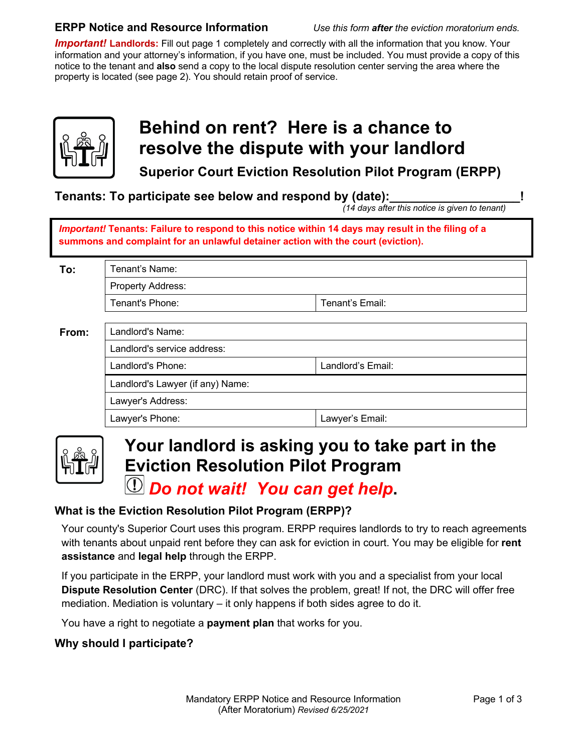**ERPP Notice and Resource Information** *Use this form **after** the eviction moratorium ends.*

***Important!* Landlords:** Fill out page 1 completely and correctly with all the information that you know. Your information and your attorney's information, if you have one, must be included. You must provide a copy of this notice to the tenant and **also** send a copy to the local dispute resolution center serving the area where the property is located (see page 2). You should retain proof of service.

# Behind on rent? Here is a chance to resolve the dispute with your landlord

### Superior Court Eviction Resolution Pilot Program (ERPP)

**Tenants: To participate see below and respond by (date):__________________!**
*(14 days after this notice is given to tenant)*

> ***Important!* Tenants: Failure to respond to this notice within 14 days may result in the filing of a summons and complaint for an unlawful detainer action with the court (eviction).**

| | | |
|---|---|---|
| **To:** | Tenant's Name: | |
| | Property Address: | |
| | Tenant's Phone: | Tenant's Email: |

| | | |
|---|---|---|
| **From:** | Landlord's Name: | |
| | Landlord's service address: | |
| | Landlord's Phone: | Landlord's Email: |
| | Landlord's Lawyer (if any) Name: | |
| | Lawyer's Address: | |
| | Lawyer's Phone: | Lawyer's Email: |

# Your landlord is asking you to take part in the Eviction Resolution Pilot Program

## *Do not wait! You can get help.*

### What is the Eviction Resolution Pilot Program (ERPP)?

Your county's Superior Court uses this program. ERPP requires landlords to try to reach agreements with tenants about unpaid rent before they can ask for eviction in court. You may be eligible for **rent assistance** and **legal help** through the ERPP.

If you participate in the ERPP, your landlord must work with you and a specialist from your local **Dispute Resolution Center** (DRC). If that solves the problem, great! If not, the DRC will offer free mediation. Mediation is voluntary – it only happens if both sides agree to do it.

You have a right to negotiate a **payment plan** that works for you.

### Why should I participate?

Mandatory ERPP Notice and Resource Information (After Moratorium) *Revised 6/25/2021*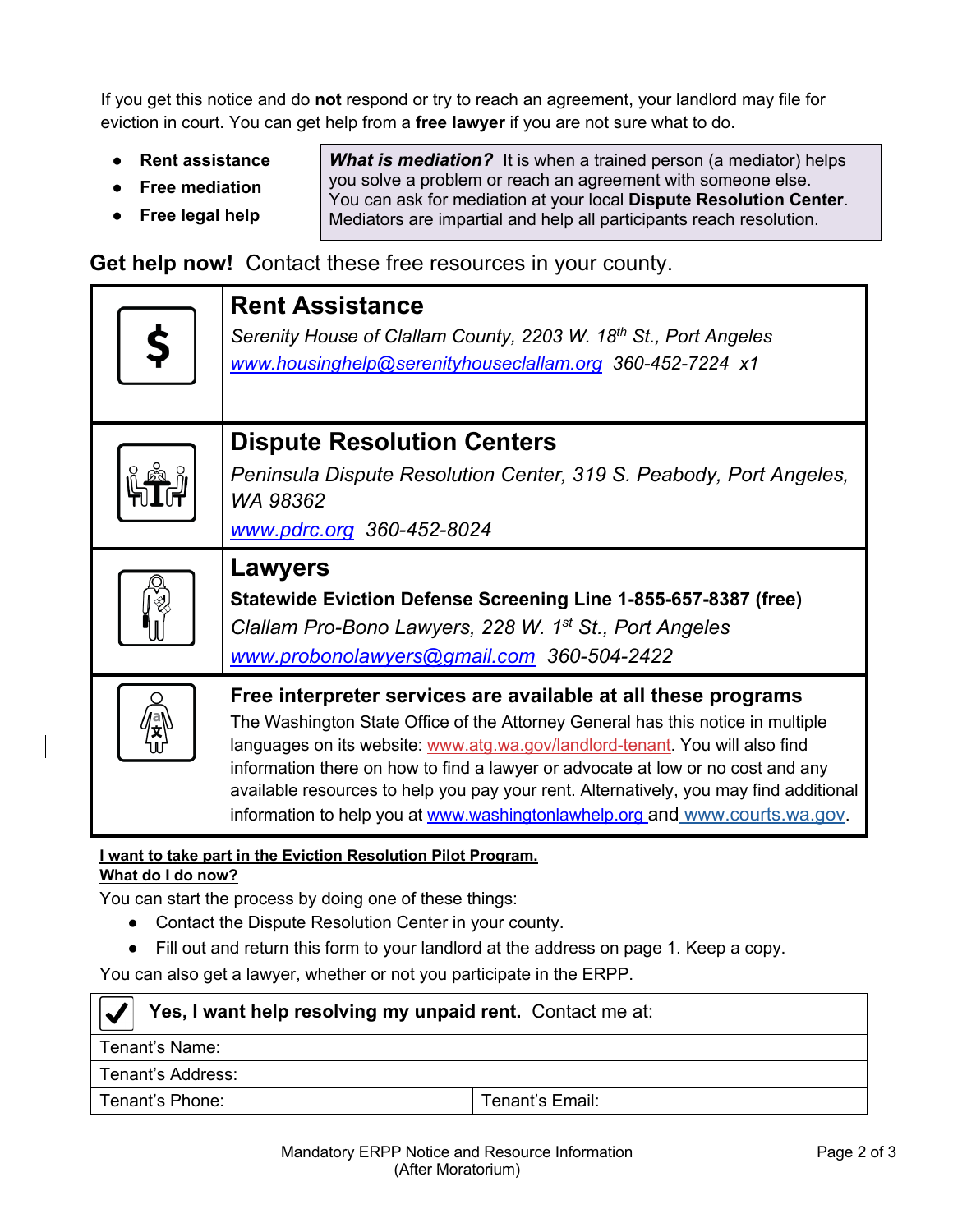If you get this notice and do **not** respond or try to reach an agreement, your landlord may file for eviction in court. You can get help from a **free lawyer** if you are not sure what to do.

- **Rent assistance**
- **Free mediation**
- **Free legal help**

***What is mediation?*** It is when a trained person (a mediator) helps you solve a problem or reach an agreement with someone else. You can ask for mediation at your local **Dispute Resolution Center**. Mediators are impartial and help all participants reach resolution.

**Get help now!** Contact these free resources in your county.

## Rent Assistance

*Serenity House of Clallam County, 2203 W. 18th St., Port Angeles*

*www.housinghelp@serenityhouseclallam.org 360-452-7224 x1*

## Dispute Resolution Centers

*Peninsula Dispute Resolution Center, 319 S. Peabody, Port Angeles, WA 98362*

*www.pdrc.org 360-452-8024*

## Lawyers

**Statewide Eviction Defense Screening Line 1-855-657-8387 (free)**

*Clallam Pro-Bono Lawyers, 228 W. 1st St., Port Angeles*

*www.probonolawyers@gmail.com 360-504-2422*

### Free interpreter services are available at all these programs

The Washington State Office of the Attorney General has this notice in multiple languages on its website: www.atg.wa.gov/landlord-tenant. You will also find information there on how to find a lawyer or advocate at low or no cost and any available resources to help you pay your rent. Alternatively, you may find additional information to help you at www.washingtonlawhelp.org and www.courts.wa.gov.

**I want to take part in the Eviction Resolution Pilot Program.**
**What do I do now?**

You can start the process by doing one of these things:

- Contact the Dispute Resolution Center in your county.
- Fill out and return this form to your landlord at the address on page 1. Keep a copy.

You can also get a lawyer, whether or not you participate in the ERPP.

| ☑ **Yes, I want help resolving my unpaid rent.** Contact me at: | |
|---|---|
| Tenant's Name: | |
| Tenant's Address: | |
| Tenant's Phone: | Tenant's Email: |

Mandatory ERPP Notice and Resource Information
(After Moratorium)